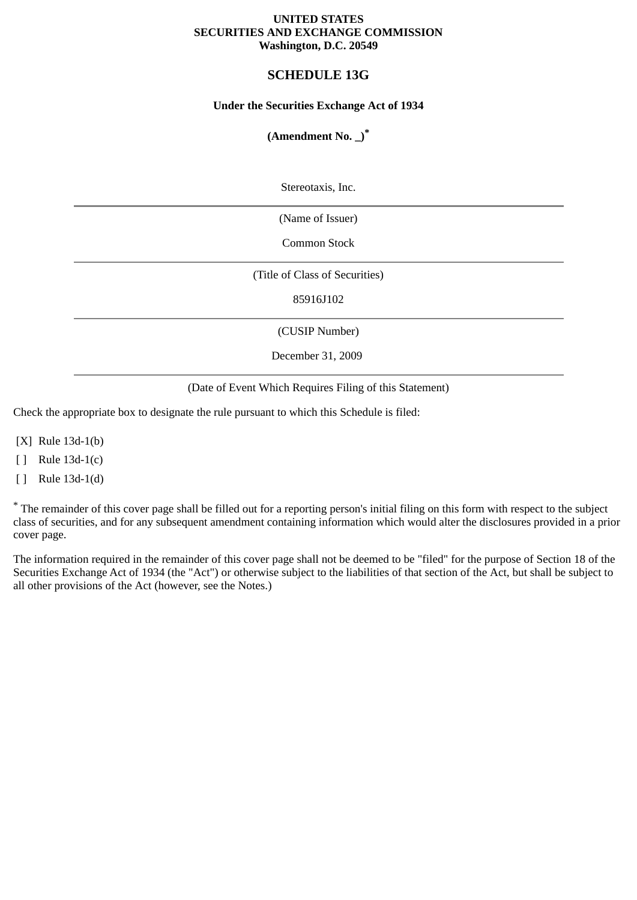**UNITED STATES**
**SECURITIES AND EXCHANGE COMMISSION**
**Washington, D.C. 20549**

# SCHEDULE 13G

**Under the Securities Exchange Act of 1934**

**(Amendment No. _)***

Stereotaxis, Inc.

(Name of Issuer)

Common Stock

(Title of Class of Securities)

85916J102

(CUSIP Number)

December 31, 2009

(Date of Event Which Requires Filing of this Statement)

Check the appropriate box to designate the rule pursuant to which this Schedule is filed:

[X] Rule 13d-1(b)

[ ] Rule 13d-1(c)

[ ] Rule 13d-1(d)

* The remainder of this cover page shall be filled out for a reporting person's initial filing on this form with respect to the subject class of securities, and for any subsequent amendment containing information which would alter the disclosures provided in a prior cover page.

The information required in the remainder of this cover page shall not be deemed to be "filed" for the purpose of Section 18 of the Securities Exchange Act of 1934 (the "Act") or otherwise subject to the liabilities of that section of the Act, but shall be subject to all other provisions of the Act (however, see the Notes.)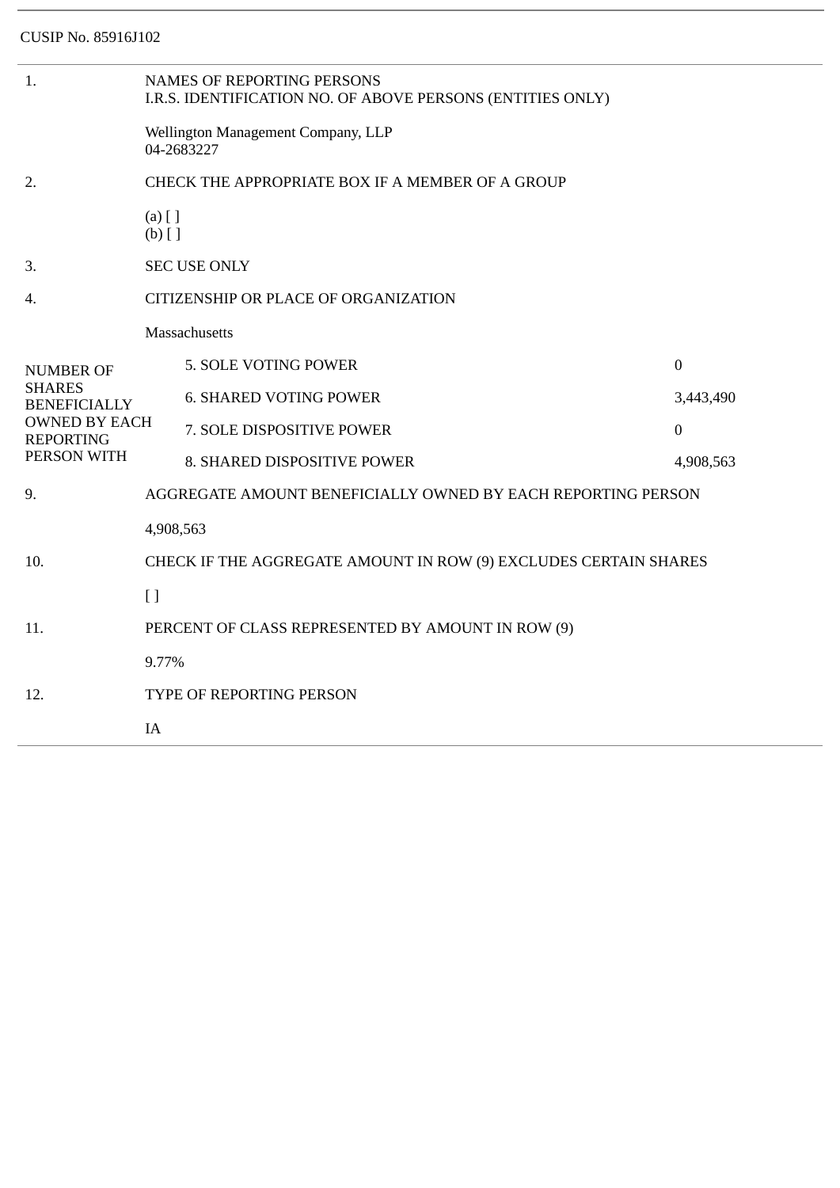CUSIP No. 85916J102

| | | |
|---|---|---|
| 1. | NAMES OF REPORTING PERSONS<br>I.R.S. IDENTIFICATION NO. OF ABOVE PERSONS (ENTITIES ONLY)<br><br>Wellington Management Company, LLP<br>04-2683227 | |
| 2. | CHECK THE APPROPRIATE BOX IF A MEMBER OF A GROUP<br><br>(a) [ ]<br>(b) [ ] | |
| 3. | SEC USE ONLY | |
| 4. | CITIZENSHIP OR PLACE OF ORGANIZATION<br><br>Massachusetts | |
| NUMBER OF SHARES BENEFICIALLY OWNED BY EACH REPORTING PERSON WITH | 5. SOLE VOTING POWER | 0 |
| | 6. SHARED VOTING POWER | 3,443,490 |
| | 7. SOLE DISPOSITIVE POWER | 0 |
| | 8. SHARED DISPOSITIVE POWER | 4,908,563 |
| 9. | AGGREGATE AMOUNT BENEFICIALLY OWNED BY EACH REPORTING PERSON<br><br>4,908,563 | |
| 10. | CHECK IF THE AGGREGATE AMOUNT IN ROW (9) EXCLUDES CERTAIN SHARES<br><br>[ ] | |
| 11. | PERCENT OF CLASS REPRESENTED BY AMOUNT IN ROW (9)<br><br>9.77% | |
| 12. | TYPE OF REPORTING PERSON<br><br>IA | |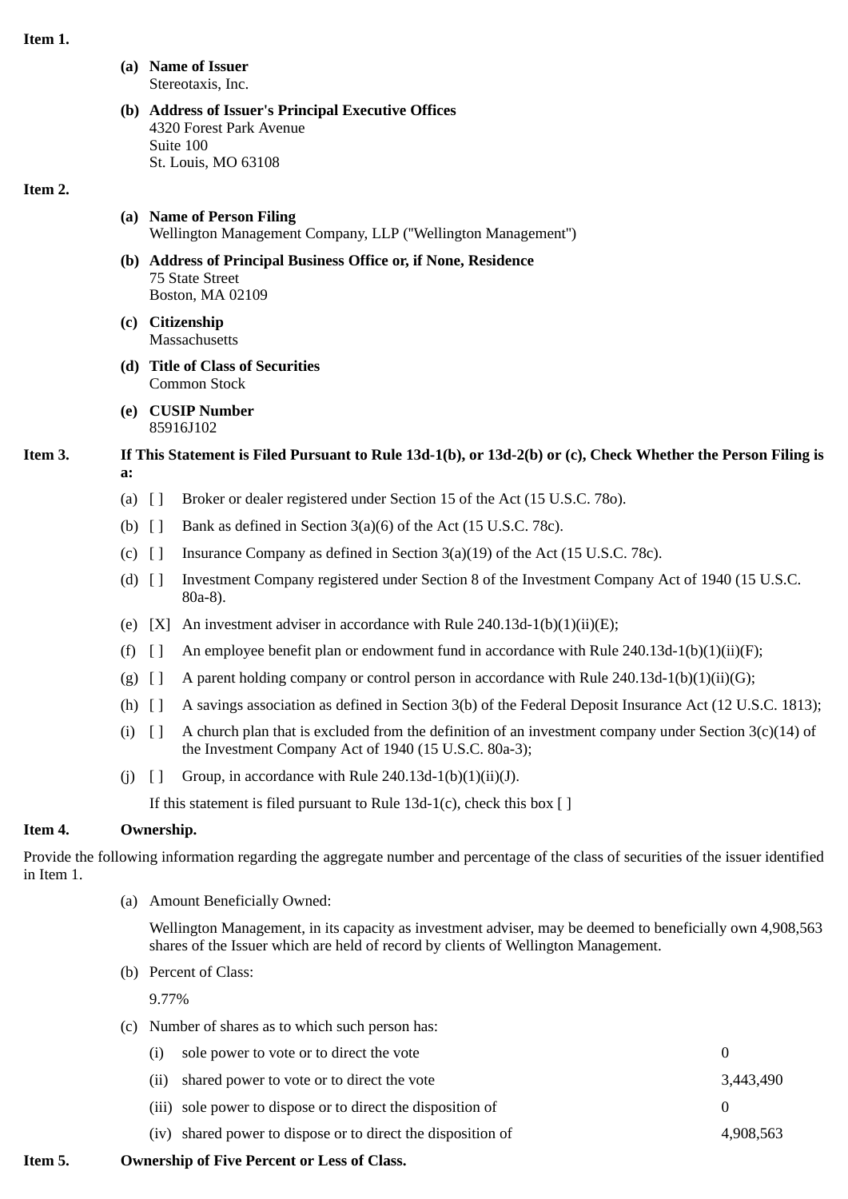**Item 1.**

**(a) Name of Issuer**
Stereotaxis, Inc.

**(b) Address of Issuer's Principal Executive Offices**
4320 Forest Park Avenue
Suite 100
St. Louis, MO 63108

**Item 2.**

**(a) Name of Person Filing**
Wellington Management Company, LLP ("Wellington Management")

**(b) Address of Principal Business Office or, if None, Residence**
75 State Street
Boston, MA 02109

**(c) Citizenship**
Massachusetts

**(d) Title of Class of Securities**
Common Stock

**(e) CUSIP Number**
85916J102

**Item 3. If This Statement is Filed Pursuant to Rule 13d-1(b), or 13d-2(b) or (c), Check Whether the Person Filing is a:**

(a) [ ] Broker or dealer registered under Section 15 of the Act (15 U.S.C. 78o).

(b) [ ] Bank as defined in Section 3(a)(6) of the Act (15 U.S.C. 78c).

(c) [ ] Insurance Company as defined in Section 3(a)(19) of the Act (15 U.S.C. 78c).

(d) [ ] Investment Company registered under Section 8 of the Investment Company Act of 1940 (15 U.S.C. 80a-8).

(e) [X] An investment adviser in accordance with Rule 240.13d-1(b)(1)(ii)(E);

(f) [ ] An employee benefit plan or endowment fund in accordance with Rule 240.13d-1(b)(1)(ii)(F);

(g) [ ] A parent holding company or control person in accordance with Rule 240.13d-1(b)(1)(ii)(G);

(h) [ ] A savings association as defined in Section 3(b) of the Federal Deposit Insurance Act (12 U.S.C. 1813);

(i) [ ] A church plan that is excluded from the definition of an investment company under Section 3(c)(14) of the Investment Company Act of 1940 (15 U.S.C. 80a-3);

(j) [ ] Group, in accordance with Rule 240.13d-1(b)(1)(ii)(J).

If this statement is filed pursuant to Rule 13d-1(c), check this box [ ]

**Item 4. Ownership.**

Provide the following information regarding the aggregate number and percentage of the class of securities of the issuer identified in Item 1.

(a) Amount Beneficially Owned:

Wellington Management, in its capacity as investment adviser, may be deemed to beneficially own 4,908,563 shares of the Issuer which are held of record by clients of Wellington Management.

(b) Percent of Class:

9.77%

(c) Number of shares as to which such person has:

| | | |
|---|---|---|
| (i) | sole power to vote or to direct the vote | 0 |
| (ii) | shared power to vote or to direct the vote | 3,443,490 |
| (iii) | sole power to dispose or to direct the disposition of | 0 |
| (iv) | shared power to dispose or to direct the disposition of | 4,908,563 |

**Item 5. Ownership of Five Percent or Less of Class.**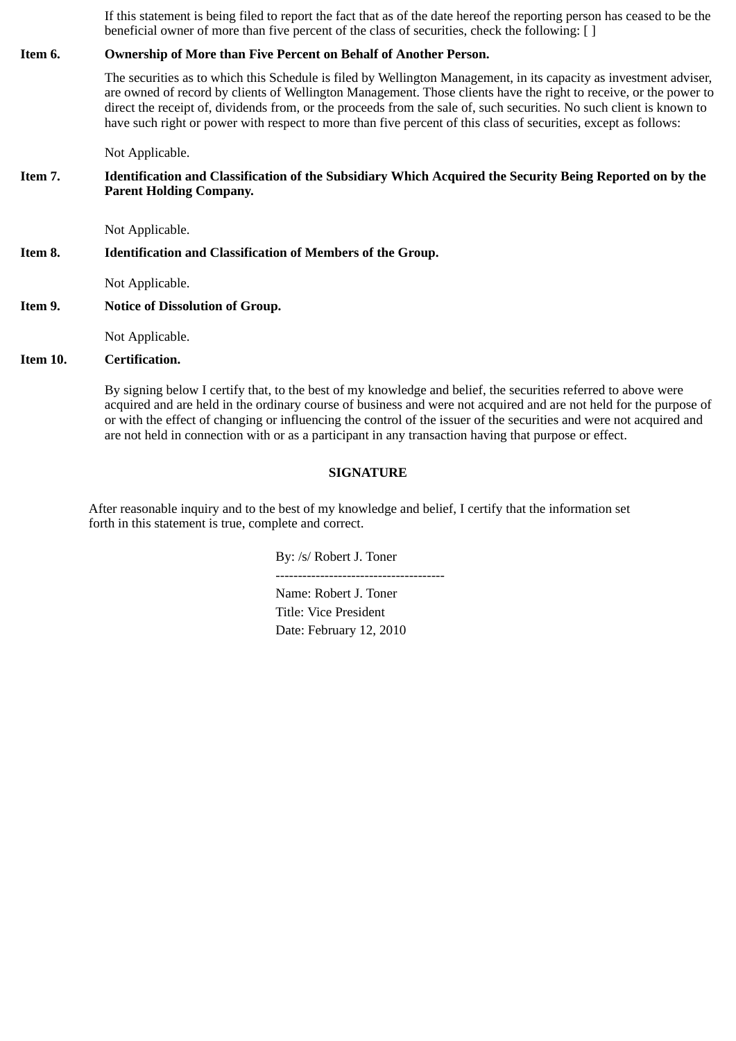If this statement is being filed to report the fact that as of the date hereof the reporting person has ceased to be the beneficial owner of more than five percent of the class of securities, check the following: [ ]

**Item 6. Ownership of More than Five Percent on Behalf of Another Person.**

The securities as to which this Schedule is filed by Wellington Management, in its capacity as investment adviser, are owned of record by clients of Wellington Management. Those clients have the right to receive, or the power to direct the receipt of, dividends from, or the proceeds from the sale of, such securities. No such client is known to have such right or power with respect to more than five percent of this class of securities, except as follows:

Not Applicable.

**Item 7. Identification and Classification of the Subsidiary Which Acquired the Security Being Reported on by the Parent Holding Company.**

Not Applicable.

**Item 8. Identification and Classification of Members of the Group.**

Not Applicable.

**Item 9. Notice of Dissolution of Group.**

Not Applicable.

**Item 10. Certification.**

By signing below I certify that, to the best of my knowledge and belief, the securities referred to above were acquired and are held in the ordinary course of business and were not acquired and are not held for the purpose of or with the effect of changing or influencing the control of the issuer of the securities and were not acquired and are not held in connection with or as a participant in any transaction having that purpose or effect.

**SIGNATURE**

After reasonable inquiry and to the best of my knowledge and belief, I certify that the information set forth in this statement is true, complete and correct.

By: /s/ Robert J. Toner

--------------------------------------

Name: Robert J. Toner

Title: Vice President

Date: February 12, 2010